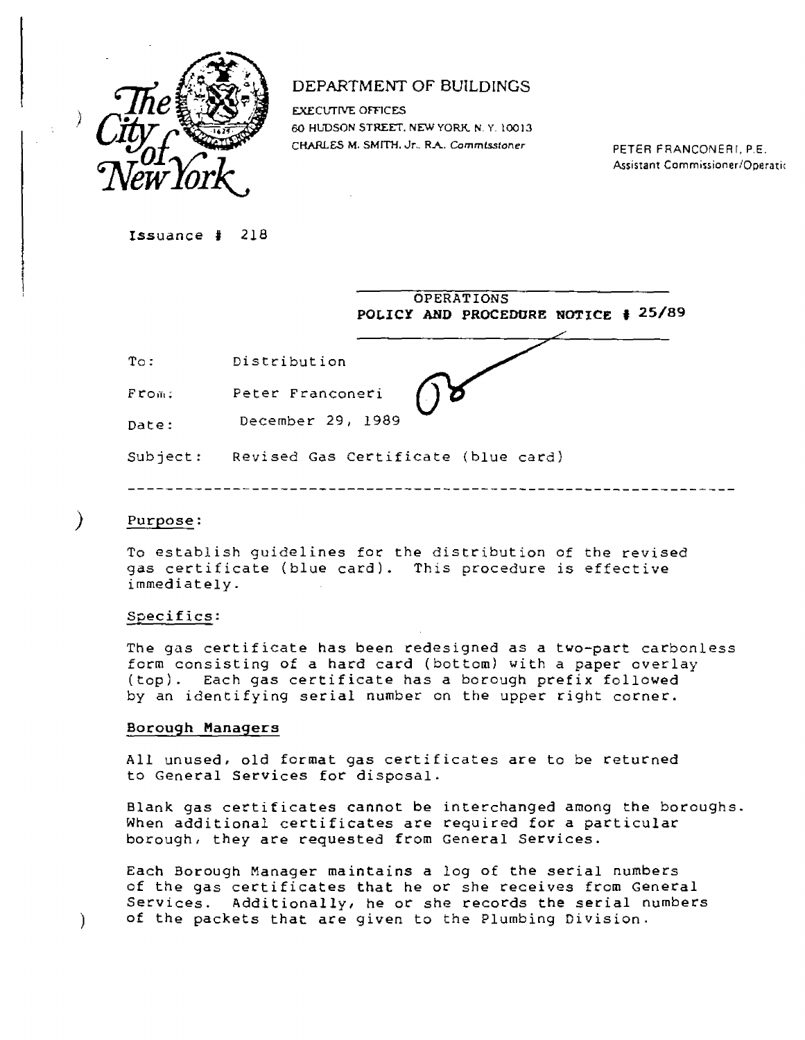The City of New York

DEPARTMENT OF BUILDINGS

EXECUTIVE OFFICES
60 HUDSON STREET, NEW YORK, N. Y. 10013
CHARLES M. SMITH, Jr., R.A. Commissioner

PETER FRANCONERI, P.E.
Assistant Commissioner/Operatic

Issuance # 218

OPERATIONS
**POLICY AND PROCEDURE NOTICE # 25/89**

To: Distribution

From: Peter Franconeri

Date: December 29, 1989

Subject: Revised Gas Certificate (blue card)

---

Purpose:

To establish guidelines for the distribution of the revised gas certificate (blue card). This procedure is effective immediately.

Specifics:

The gas certificate has been redesigned as a two-part carbonless form consisting of a hard card (bottom) with a paper overlay (top). Each gas certificate has a borough prefix followed by an identifying serial number on the upper right corner.

**Borough Managers**

All unused, old format gas certificates are to be returned to General Services for disposal.

Blank gas certificates cannot be interchanged among the boroughs. When additional certificates are required for a particular borough, they are requested from General Services.

Each Borough Manager maintains a log of the serial numbers of the gas certificates that he or she receives from General Services. Additionally, he or she records the serial numbers of the packets that are given to the Plumbing Division.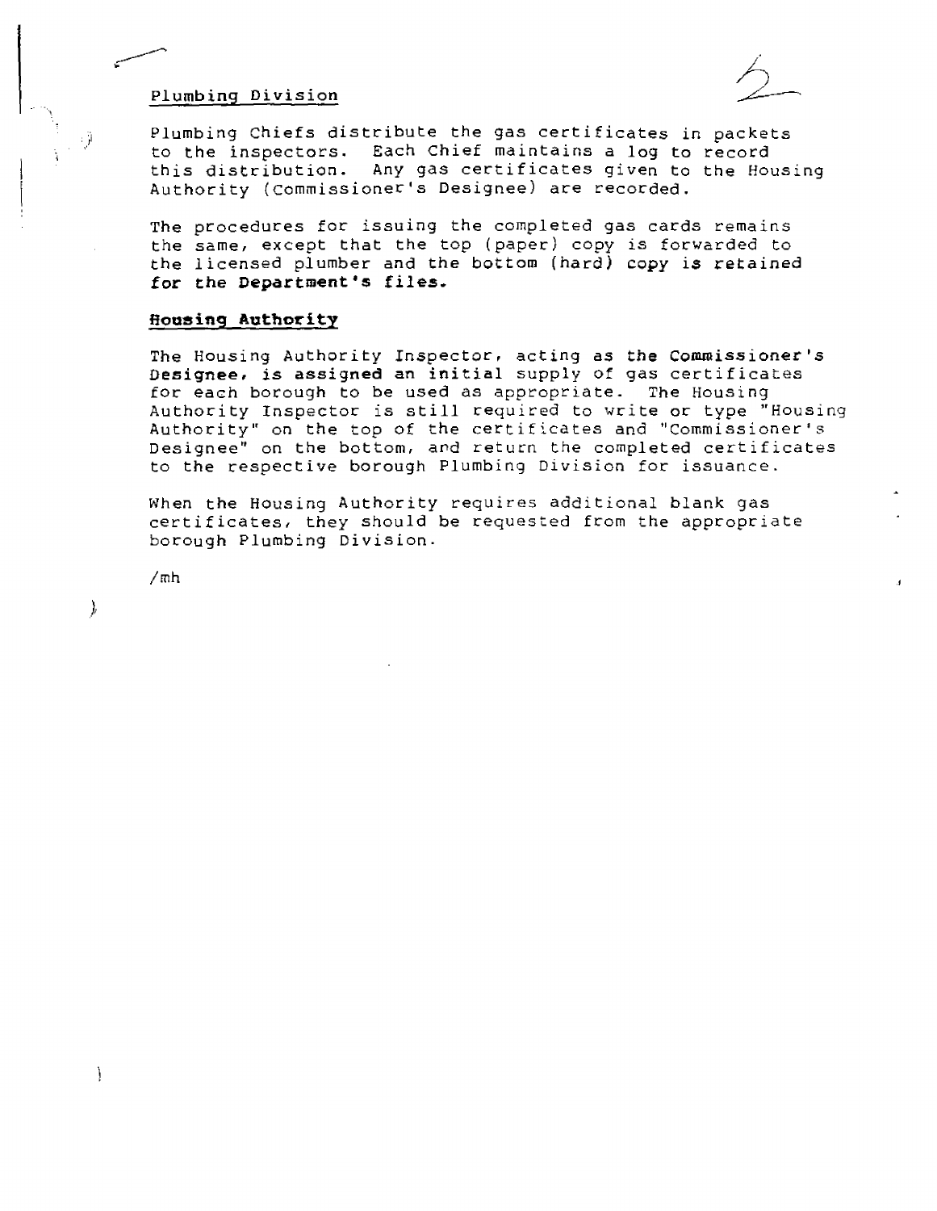## Plumbing Division

Plumbing Chiefs distribute the gas certificates in packets to the inspectors. Each Chief maintains a log to record this distribution. Any gas certificates given to the Housing Authority (Commissioner's Designee) are recorded.

The procedures for issuing the completed gas cards remains the same, except that the top (paper) copy is forwarded to the licensed plumber and the bottom (hard) copy is retained for the Department's files.

## Housing Authority

The Housing Authority Inspector, acting as the Commissioner's Designee, is assigned an initial supply of gas certificates for each borough to be used as appropriate. The Housing Authority Inspector is still required to write or type "Housing Authority" on the top of the certificates and "Commissioner's Designee" on the bottom, and return the completed certificates to the respective borough Plumbing Division for issuance.

When the Housing Authority requires additional blank gas certificates, they should be requested from the appropriate borough Plumbing Division.

/mh